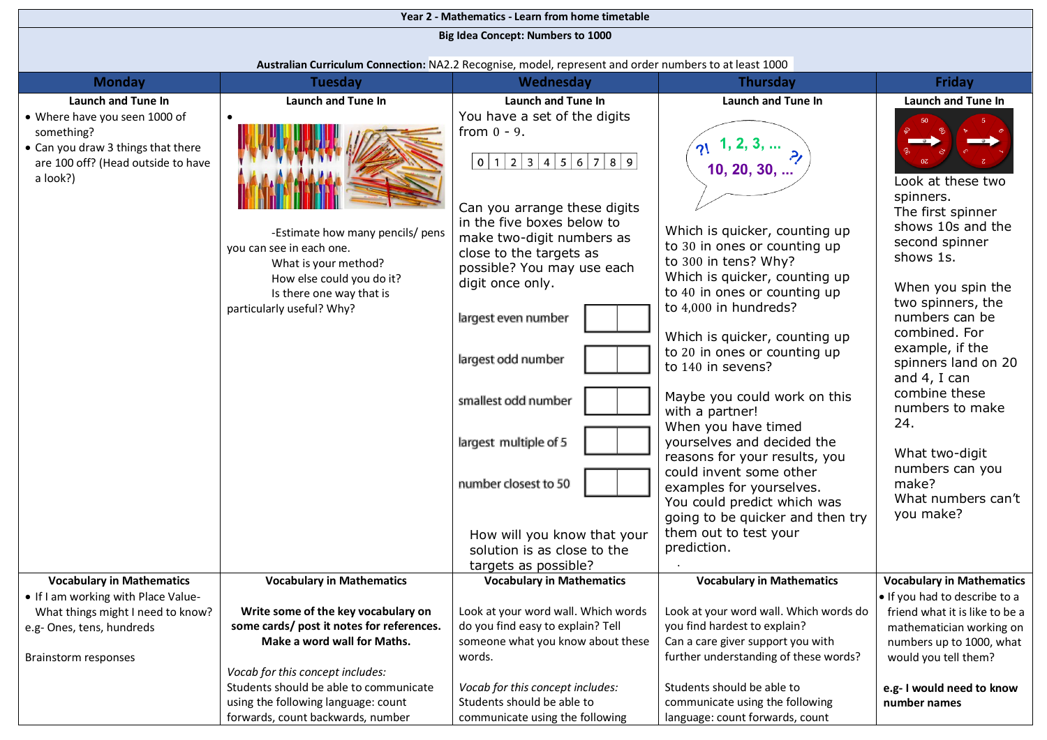**Year 2 - Mathematics - Learn from home timetable**

**Big Idea Concept: Numbers to 1000**

**Australian Curriculum Connection:** NA2.2 Recognise, model, represent and order numbers to at least 1000

| Monday | Tuesday | Wednesday | Thursday | Friday |
|---|---|---|---|---|
| **Launch and Tune In**<br>• Where have you seen 1000 of something?<br>• Can you draw 3 things that there are 100 off? (Head outside to have a look?) | **Launch and Tune In**<br>•<br>-Estimate how many pencils/ pens you can see in each one.<br>What is your method?<br>How else could you do it?<br>Is there one way that is particularly useful? Why? | **Launch and Tune In**<br>You have a set of the digits from 0 - 9.<br>0 \| 1 \| 2 \| 3 \| 4 \| 5 \| 6 \| 7 \| 8 \| 9<br>Can you arrange these digits in the five boxes below to make two-digit numbers as close to the targets as possible? You may use each digit once only.<br>largest even number ☐☐<br>largest odd number ☐☐<br>smallest odd number ☐☐<br>largest multiple of 5 ☐☐<br>number closest to 50 ☐☐<br>How will you know that your solution is as close to the targets as possible? | **Launch and Tune In**<br>?! 1, 2, 3, ... ?!<br>10, 20, 30, ...<br>Which is quicker, counting up to 30 in ones or counting up to 300 in tens? Why?<br>Which is quicker, counting up to 40 in ones or counting up to 4,000 in hundreds?<br>Which is quicker, counting up to 20 in ones or counting up to 140 in sevens?<br>Maybe you could work on this with a partner!<br>When you have timed yourselves and decided the reasons for your results, you could invent some other examples for yourselves.<br>You could predict which was going to be quicker and then try them out to test your prediction. | **Launch and Tune In**<br>Look at these two spinners.<br>The first spinner shows 10s and the second spinner shows 1s.<br>When you spin the two spinners, the numbers can be combined. For example, if the spinners land on 20 and 4, I can combine these numbers to make 24.<br>What two-digit numbers can you make?<br>What numbers can't you make? |
| **Vocabulary in Mathematics**<br>• If I am working with Place Value- What things might I need to know?<br>e.g- Ones, tens, hundreds<br>Brainstorm responses | **Vocabulary in Mathematics**<br>**Write some of the key vocabulary on some cards/ post it notes for references. Make a word wall for Maths.**<br>*Vocab for this concept includes:*<br>Students should be able to communicate using the following language: count forwards, count backwards, number | **Vocabulary in Mathematics**<br>Look at your word wall. Which words do you find easy to explain? Tell someone what you know about these words.<br>*Vocab for this concept includes:*<br>Students should be able to communicate using the following | **Vocabulary in Mathematics**<br>Look at your word wall. Which words do you find hardest to explain?<br>Can a care giver support you with further understanding of these words?<br>Students should be able to communicate using the following language: count forwards, count | **Vocabulary in Mathematics**<br>• If you had to describe to a friend what it is like to be a mathematician working on numbers up to 1000, what would you tell them?<br>**e.g- I would need to know number names** |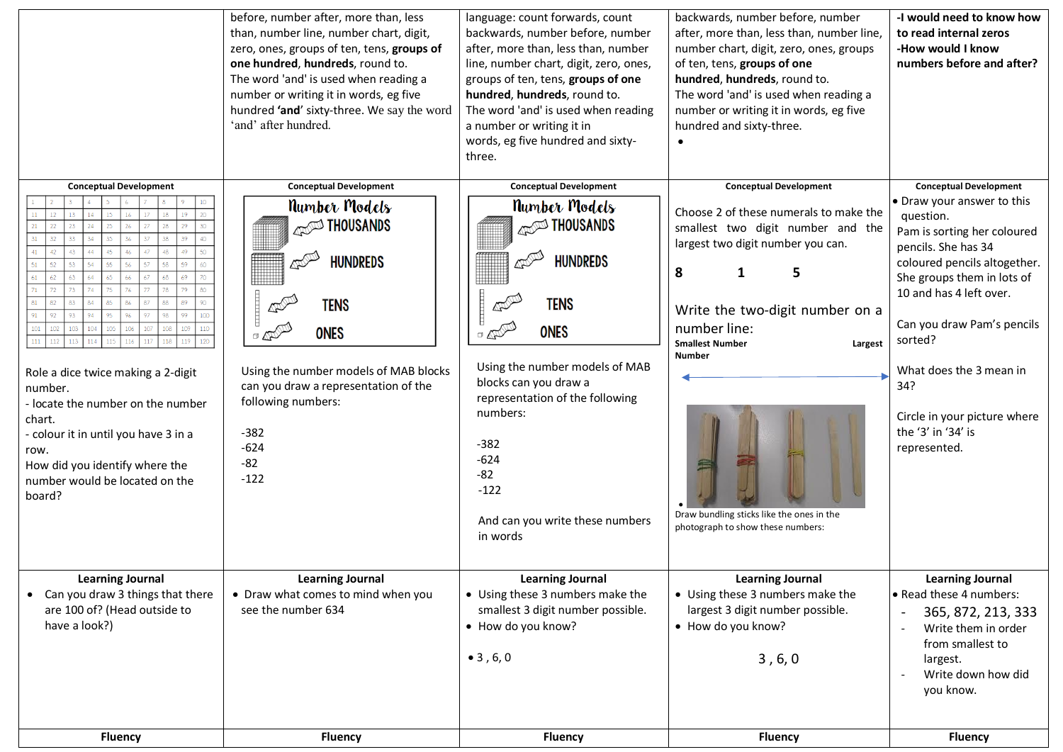| | | | | |
|---|---|---|---|---|
| | before, number after, more than, less than, number line, number chart, digit, zero, ones, groups of ten, tens, **groups of one hundred**, **hundreds**, round to.<br>The word 'and' is used when reading a number or writing it in words, eg five hundred **'and'** sixty-three. We say the word 'and' after hundred. | language: count forwards, count backwards, number before, number after, more than, less than, number line, number chart, digit, zero, ones, groups of ten, tens, **groups of one hundred**, **hundreds**, round to.<br>The word 'and' is used when reading a number or writing it in words, eg five hundred and sixty-three. | backwards, number before, number after, more than, less than, number line, number chart, digit, zero, ones, groups of ten, tens, **groups of one hundred**, **hundreds**, round to.<br>The word 'and' is used when reading a number or writing it in words, eg five hundred and sixty-three.<br>• | **-I would need to know how to read internal zeros**<br>**-How would I know numbers before and after?** |
| **Conceptual Development**<br>Role a dice twice making a 2-digit number.<br>- locate the number on the number chart.<br>- colour it in until you have 3 in a row.<br>How did you identify where the number would be located on the board? | **Conceptual Development**<br>Number Models: THOUSANDS, HUNDREDS, TENS, ONES<br>Using the number models of MAB blocks can you draw a representation of the following numbers:<br>-382<br>-624<br>-82<br>-122 | **Conceptual Development**<br>Number Models: THOUSANDS, HUNDREDS, TENS, ONES<br>Using the number models of MAB blocks can you draw a representation of the following numbers:<br>-382<br>-624<br>-82<br>-122<br>And can you write these numbers in words | **Conceptual Development**<br>Choose 2 of these numerals to make the smallest two digit number and the largest two digit number you can.<br>**8 1 5**<br>Write the two-digit number on a number line:<br>**Smallest Number** **Largest Number**<br>Draw bundling sticks like the ones in the photograph to show these numbers: | **Conceptual Development**<br>• Draw your answer to this question.<br>Pam is sorting her coloured pencils. She has 34 coloured pencils altogether. She groups them in lots of 10 and has 4 left over.<br>Can you draw Pam's pencils sorted?<br>What does the 3 mean in 34?<br>Circle in your picture where the '3' in '34' is represented. |
| **Learning Journal**<br>• Can you draw 3 things that there are 100 of? (Head outside to have a look?) | **Learning Journal**<br>• Draw what comes to mind when you see the number 634 | **Learning Journal**<br>• Using these 3 numbers make the smallest 3 digit number possible.<br>• How do you know?<br>• 3 , 6, 0 | **Learning Journal**<br>• Using these 3 numbers make the largest 3 digit number possible.<br>• How do you know?<br>3 , 6, 0 | **Learning Journal**<br>• Read these 4 numbers:<br>- 365, 872, 213, 333<br>- Write them in order from smallest to largest.<br>- Write down how did you know. |
| **Fluency** | **Fluency** | **Fluency** | **Fluency** | **Fluency** |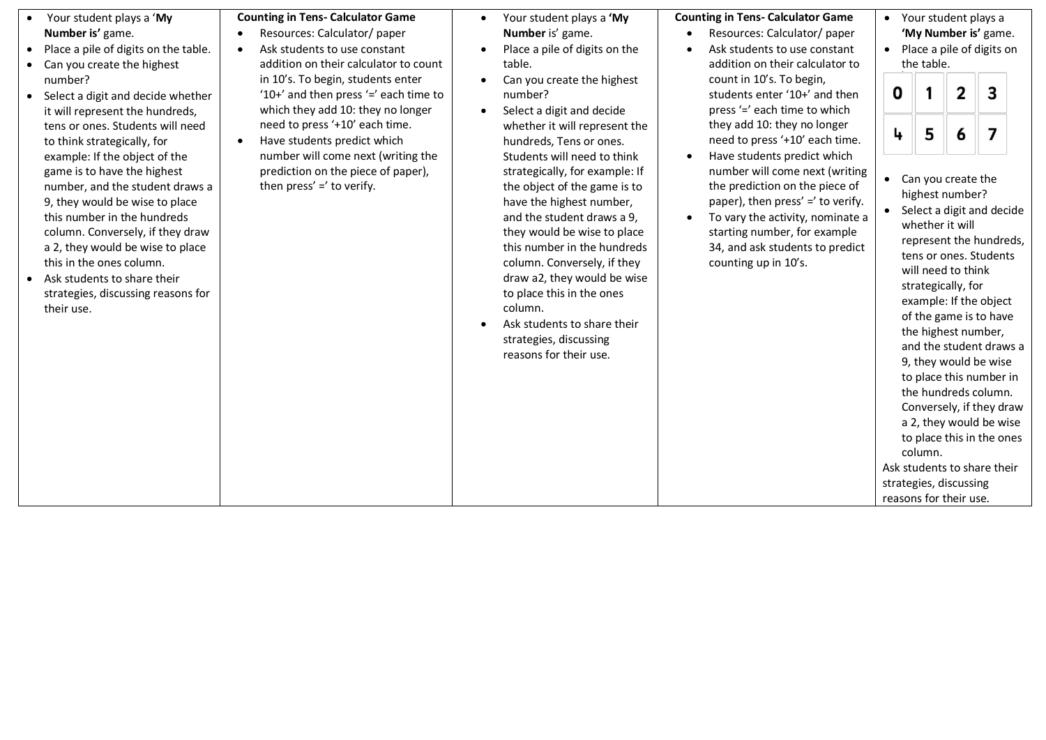| | | | | |
|---|---|---|---|---|
| • Your student plays a '**My Number is'** game.<br>• Place a pile of digits on the table.<br>• Can you create the highest number?<br>• Select a digit and decide whether it will represent the hundreds, tens or ones. Students will need to think strategically, for example: If the object of the game is to have the highest number, and the student draws a 9, they would be wise to place this number in the hundreds column. Conversely, if they draw a 2, they would be wise to place this in the ones column.<br>• Ask students to share their strategies, discussing reasons for their use. | **Counting in Tens- Calculator Game**<br>• Resources: Calculator/ paper<br>• Ask students to use constant addition on their calculator to count in 10's. To begin, students enter '10+' and then press '=' each time to which they add 10: they no longer need to press '+10' each time.<br>• Have students predict which number will come next (writing the prediction on the piece of paper), then press' =' to verify. | • Your student plays a **'My Number** is' game.<br>• Place a pile of digits on the table.<br>• Can you create the highest number?<br>• Select a digit and decide whether it will represent the hundreds, Tens or ones. Students will need to think strategically, for example: If the object of the game is to have the highest number, and the student draws a 9, they would be wise to place this number in the hundreds column. Conversely, if they draw a2, they would be wise to place this in the ones column.<br>• Ask students to share their strategies, discussing reasons for their use. | **Counting in Tens- Calculator Game**<br>• Resources: Calculator/ paper<br>• Ask students to use constant addition on their calculator to count in 10's. To begin, students enter '10+' and then press '=' each time to which they add 10: they no longer need to press '+10' each time.<br>• Have students predict which number will come next (writing the prediction on the piece of paper), then press' =' to verify.<br>• To vary the activity, nominate a starting number, for example 34, and ask students to predict counting up in 10's. | • Your student plays a **'My Number is'** game.<br>• Place a pile of digits on the table.<br>0 1 2 3<br>4 5 6 7<br>• Can you create the highest number?<br>• Select a digit and decide whether it will represent the hundreds, tens or ones. Students will need to think strategically, for example: If the object of the game is to have the highest number, and the student draws a 9, they would be wise to place this number in the hundreds column. Conversely, if they draw a 2, they would be wise to place this in the ones column.<br>Ask students to share their strategies, discussing reasons for their use. |